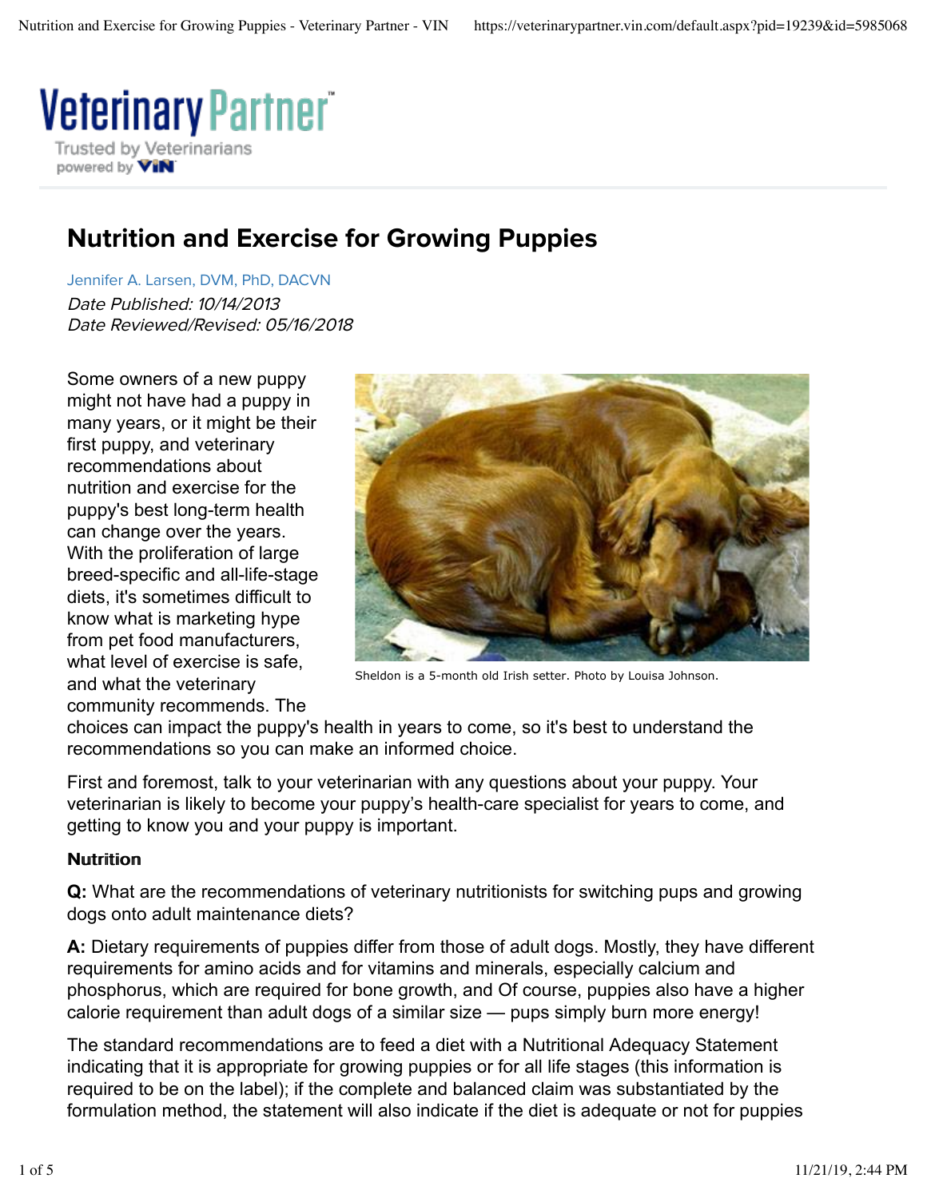Veterinary Partner
Trusted by Veterinarians
powered by VIN

# Nutrition and Exercise for Growing Puppies

Jennifer A. Larsen, DVM, PhD, DACVN

*Date Published: 10/14/2013*
*Date Reviewed/Revised: 05/16/2018*

Sheldon is a 5-month old Irish setter. Photo by Louisa Johnson.

Some owners of a new puppy might not have had a puppy in many years, or it might be their first puppy, and veterinary recommendations about nutrition and exercise for the puppy's best long-term health can change over the years. With the proliferation of large breed-specific and all-life-stage diets, it's sometimes difficult to know what is marketing hype from pet food manufacturers, what level of exercise is safe, and what the veterinary community recommends. The choices can impact the puppy's health in years to come, so it's best to understand the recommendations so you can make an informed choice.

First and foremost, talk to your veterinarian with any questions about your puppy. Your veterinarian is likely to become your puppy's health-care specialist for years to come, and getting to know you and your puppy is important.

### Nutrition

**Q:** What are the recommendations of veterinary nutritionists for switching pups and growing dogs onto adult maintenance diets?

**A:** Dietary requirements of puppies differ from those of adult dogs. Mostly, they have different requirements for amino acids and for vitamins and minerals, especially calcium and phosphorus, which are required for bone growth, and Of course, puppies also have a higher calorie requirement than adult dogs of a similar size — pups simply burn more energy!

The standard recommendations are to feed a diet with a Nutritional Adequacy Statement indicating that it is appropriate for growing puppies or for all life stages (this information is required to be on the label); if the complete and balanced claim was substantiated by the formulation method, the statement will also indicate if the diet is adequate or not for puppies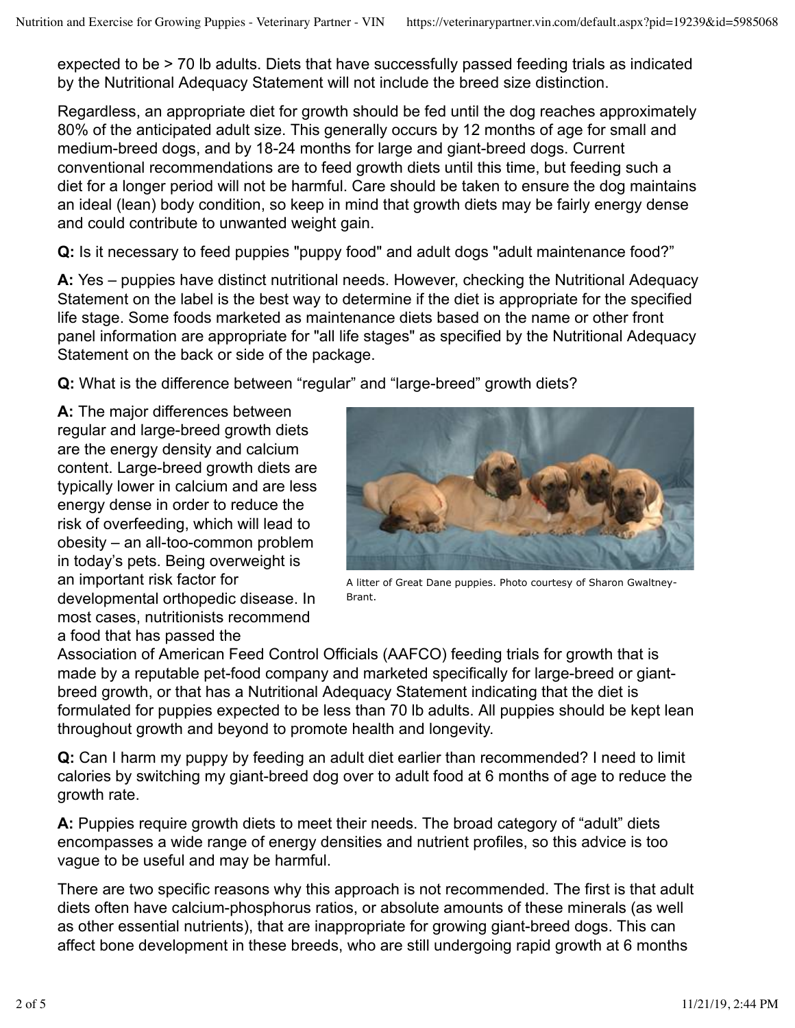expected to be > 70 lb adults. Diets that have successfully passed feeding trials as indicated by the Nutritional Adequacy Statement will not include the breed size distinction.

Regardless, an appropriate diet for growth should be fed until the dog reaches approximately 80% of the anticipated adult size. This generally occurs by 12 months of age for small and medium-breed dogs, and by 18-24 months for large and giant-breed dogs. Current conventional recommendations are to feed growth diets until this time, but feeding such a diet for a longer period will not be harmful. Care should be taken to ensure the dog maintains an ideal (lean) body condition, so keep in mind that growth diets may be fairly energy dense and could contribute to unwanted weight gain.

**Q:** Is it necessary to feed puppies "puppy food" and adult dogs "adult maintenance food?"

**A:** Yes – puppies have distinct nutritional needs. However, checking the Nutritional Adequacy Statement on the label is the best way to determine if the diet is appropriate for the specified life stage. Some foods marketed as maintenance diets based on the name or other front panel information are appropriate for "all life stages" as specified by the Nutritional Adequacy Statement on the back or side of the package.

**Q:** What is the difference between "regular" and "large-breed" growth diets?

**A:** The major differences between regular and large-breed growth diets are the energy density and calcium content. Large-breed growth diets are typically lower in calcium and are less energy dense in order to reduce the risk of overfeeding, which will lead to obesity – an all-too-common problem in today's pets. Being overweight is an important risk factor for developmental orthopedic disease. In most cases, nutritionists recommend a food that has passed the Association of American Feed Control Officials (AAFCO) feeding trials for growth that is made by a reputable pet-food company and marketed specifically for large-breed or giant-breed growth, or that has a Nutritional Adequacy Statement indicating that the diet is formulated for puppies expected to be less than 70 lb adults. All puppies should be kept lean throughout growth and beyond to promote health and longevity.

A litter of Great Dane puppies. Photo courtesy of Sharon Gwaltney-Brant.

**Q:** Can I harm my puppy by feeding an adult diet earlier than recommended? I need to limit calories by switching my giant-breed dog over to adult food at 6 months of age to reduce the growth rate.

**A:** Puppies require growth diets to meet their needs. The broad category of "adult" diets encompasses a wide range of energy densities and nutrient profiles, so this advice is too vague to be useful and may be harmful.

There are two specific reasons why this approach is not recommended. The first is that adult diets often have calcium-phosphorus ratios, or absolute amounts of these minerals (as well as other essential nutrients), that are inappropriate for growing giant-breed dogs. This can affect bone development in these breeds, who are still undergoing rapid growth at 6 months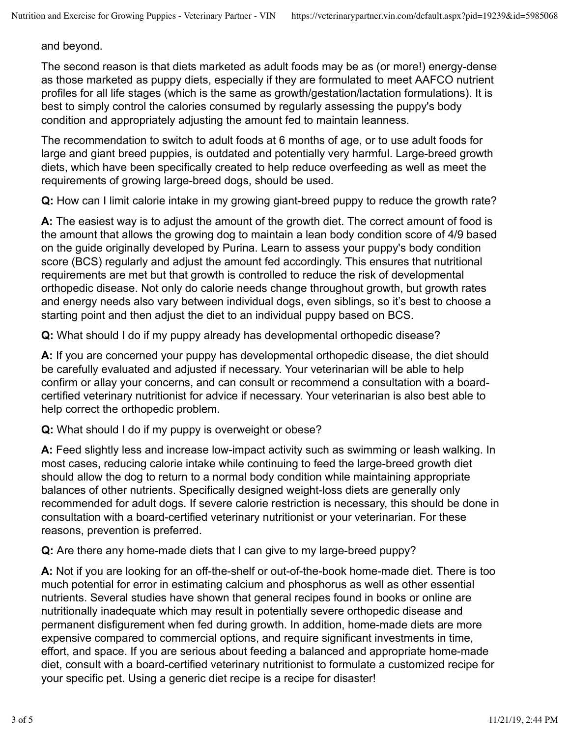and beyond.

The second reason is that diets marketed as adult foods may be as (or more!) energy-dense as those marketed as puppy diets, especially if they are formulated to meet AAFCO nutrient profiles for all life stages (which is the same as growth/gestation/lactation formulations). It is best to simply control the calories consumed by regularly assessing the puppy's body condition and appropriately adjusting the amount fed to maintain leanness.

The recommendation to switch to adult foods at 6 months of age, or to use adult foods for large and giant breed puppies, is outdated and potentially very harmful. Large-breed growth diets, which have been specifically created to help reduce overfeeding as well as meet the requirements of growing large-breed dogs, should be used.

**Q:** How can I limit calorie intake in my growing giant-breed puppy to reduce the growth rate?

**A:** The easiest way is to adjust the amount of the growth diet. The correct amount of food is the amount that allows the growing dog to maintain a lean body condition score of 4/9 based on the guide originally developed by Purina. Learn to assess your puppy's body condition score (BCS) regularly and adjust the amount fed accordingly. This ensures that nutritional requirements are met but that growth is controlled to reduce the risk of developmental orthopedic disease. Not only do calorie needs change throughout growth, but growth rates and energy needs also vary between individual dogs, even siblings, so it's best to choose a starting point and then adjust the diet to an individual puppy based on BCS.

**Q:** What should I do if my puppy already has developmental orthopedic disease?

**A:** If you are concerned your puppy has developmental orthopedic disease, the diet should be carefully evaluated and adjusted if necessary. Your veterinarian will be able to help confirm or allay your concerns, and can consult or recommend a consultation with a board-certified veterinary nutritionist for advice if necessary. Your veterinarian is also best able to help correct the orthopedic problem.

**Q:** What should I do if my puppy is overweight or obese?

**A:** Feed slightly less and increase low-impact activity such as swimming or leash walking. In most cases, reducing calorie intake while continuing to feed the large-breed growth diet should allow the dog to return to a normal body condition while maintaining appropriate balances of other nutrients. Specifically designed weight-loss diets are generally only recommended for adult dogs. If severe calorie restriction is necessary, this should be done in consultation with a board-certified veterinary nutritionist or your veterinarian. For these reasons, prevention is preferred.

**Q:** Are there any home-made diets that I can give to my large-breed puppy?

**A:** Not if you are looking for an off-the-shelf or out-of-the-book home-made diet. There is too much potential for error in estimating calcium and phosphorus as well as other essential nutrients. Several studies have shown that general recipes found in books or online are nutritionally inadequate which may result in potentially severe orthopedic disease and permanent disfigurement when fed during growth. In addition, home-made diets are more expensive compared to commercial options, and require significant investments in time, effort, and space. If you are serious about feeding a balanced and appropriate home-made diet, consult with a board-certified veterinary nutritionist to formulate a customized recipe for your specific pet. Using a generic diet recipe is a recipe for disaster!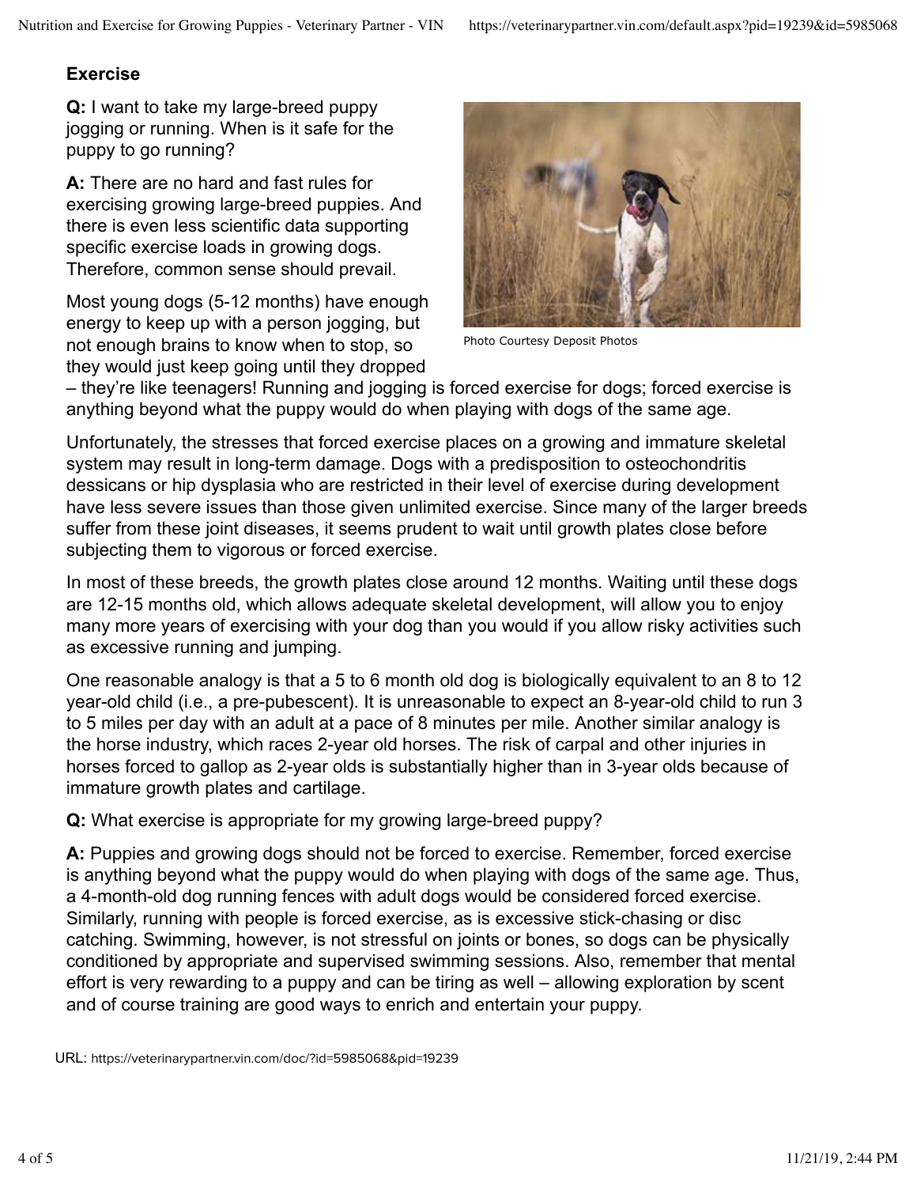## Exercise

**Q:** I want to take my large-breed puppy jogging or running. When is it safe for the puppy to go running?

**A:** There are no hard and fast rules for exercising growing large-breed puppies. And there is even less scientific data supporting specific exercise loads in growing dogs. Therefore, common sense should prevail.

Photo Courtesy Deposit Photos

Most young dogs (5-12 months) have enough energy to keep up with a person jogging, but not enough brains to know when to stop, so they would just keep going until they dropped – they're like teenagers! Running and jogging is forced exercise for dogs; forced exercise is anything beyond what the puppy would do when playing with dogs of the same age.

Unfortunately, the stresses that forced exercise places on a growing and immature skeletal system may result in long-term damage. Dogs with a predisposition to osteochondritis dessicans or hip dysplasia who are restricted in their level of exercise during development have less severe issues than those given unlimited exercise. Since many of the larger breeds suffer from these joint diseases, it seems prudent to wait until growth plates close before subjecting them to vigorous or forced exercise.

In most of these breeds, the growth plates close around 12 months. Waiting until these dogs are 12-15 months old, which allows adequate skeletal development, will allow you to enjoy many more years of exercising with your dog than you would if you allow risky activities such as excessive running and jumping.

One reasonable analogy is that a 5 to 6 month old dog is biologically equivalent to an 8 to 12 year-old child (i.e., a pre-pubescent). It is unreasonable to expect an 8-year-old child to run 3 to 5 miles per day with an adult at a pace of 8 minutes per mile. Another similar analogy is the horse industry, which races 2-year old horses. The risk of carpal and other injuries in horses forced to gallop as 2-year olds is substantially higher than in 3-year olds because of immature growth plates and cartilage.

**Q:** What exercise is appropriate for my growing large-breed puppy?

**A:** Puppies and growing dogs should not be forced to exercise. Remember, forced exercise is anything beyond what the puppy would do when playing with dogs of the same age. Thus, a 4-month-old dog running fences with adult dogs would be considered forced exercise. Similarly, running with people is forced exercise, as is excessive stick-chasing or disc catching. Swimming, however, is not stressful on joints or bones, so dogs can be physically conditioned by appropriate and supervised swimming sessions. Also, remember that mental effort is very rewarding to a puppy and can be tiring as well – allowing exploration by scent and of course training are good ways to enrich and entertain your puppy.

URL: https://veterinarypartner.vin.com/doc/?id=5985068&pid=19239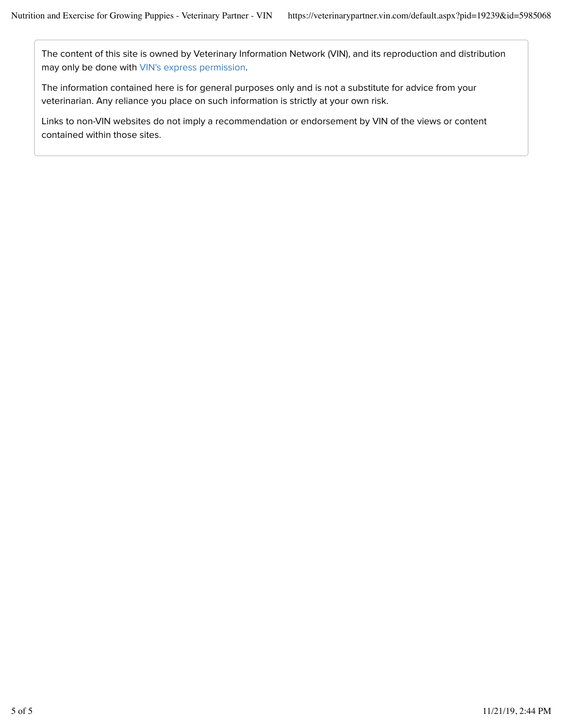The content of this site is owned by Veterinary Information Network (VIN), and its reproduction and distribution may only be done with VIN's express permission.

The information contained here is for general purposes only and is not a substitute for advice from your veterinarian. Any reliance you place on such information is strictly at your own risk.

Links to non-VIN websites do not imply a recommendation or endorsement by VIN of the views or content contained within those sites.